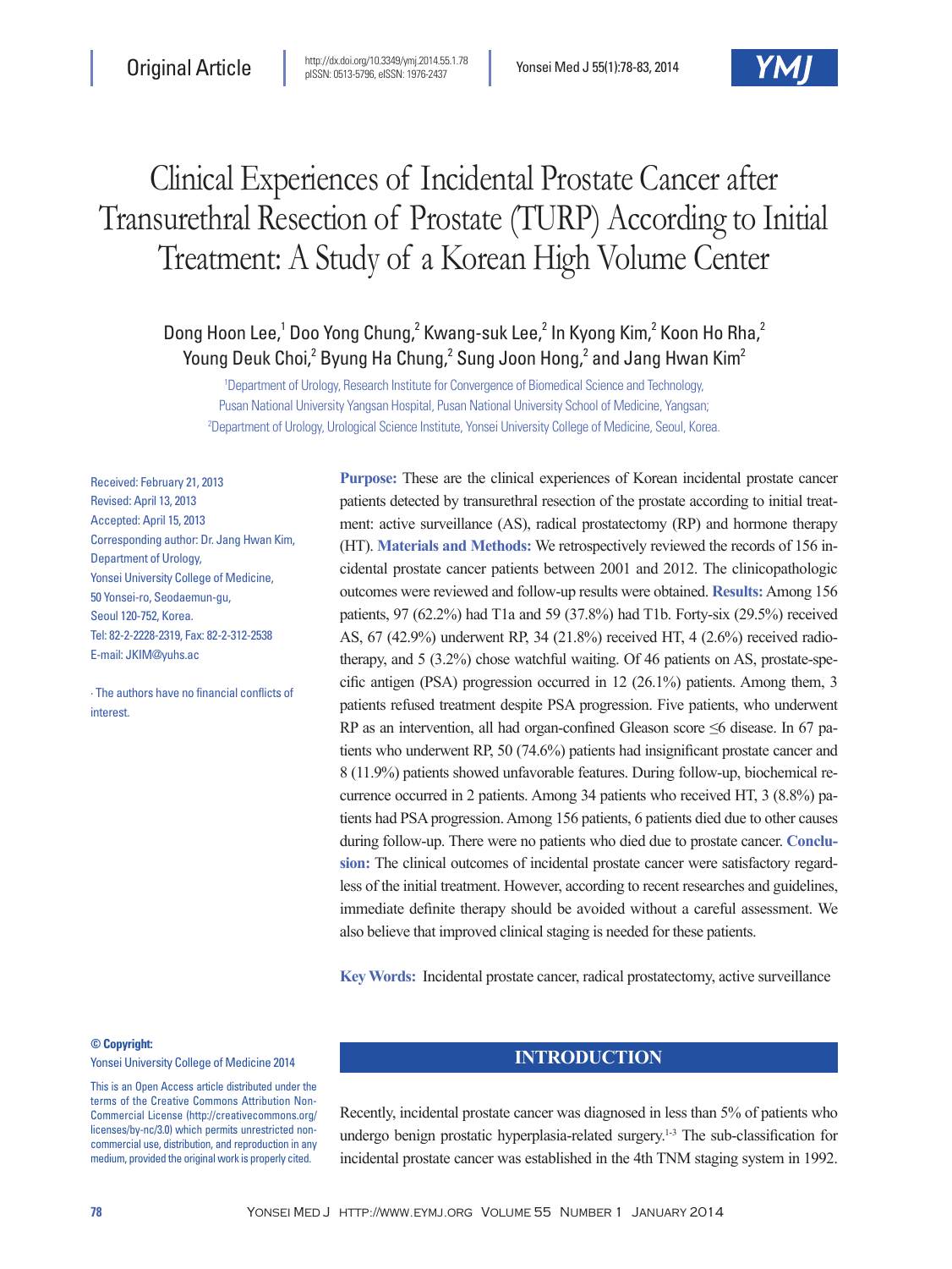Original Article

http://dx.doi.org/10.3349/ymj.2014.55.1.78
pISSN: 0513-5796, eISSN: 1976-2437

# Clinical Experiences of Incidental Prostate Cancer after Transurethral Resection of Prostate (TURP) According to Initial Treatment: A Study of a Korean High Volume Center

Dong Hoon Lee,[1] Doo Yong Chung,[2] Kwang-suk Lee,[2] In Kyong Kim,[2] Koon Ho Rha,[2] Young Deuk Choi,[2] Byung Ha Chung,[2] Sung Joon Hong,[2] and Jang Hwan Kim[2]

[1]Department of Urology, Research Institute for Convergence of Biomedical Science and Technology, Pusan National University Yangsan Hospital, Pusan National University School of Medicine, Yangsan;
[2]Department of Urology, Urological Science Institute, Yonsei University College of Medicine, Seoul, Korea.

Received: February 21, 2013
Revised: April 13, 2013
Accepted: April 15, 2013
Corresponding author: Dr. Jang Hwan Kim, Department of Urology, Yonsei University College of Medicine, 50 Yonsei-ro, Seodaemun-gu, Seoul 120-752, Korea.
Tel: 82-2-2228-2319, Fax: 82-2-312-2538
E-mail: JKIM@yuhs.ac

∙ The authors have no financial conflicts of interest.

**Purpose:** These are the clinical experiences of Korean incidental prostate cancer patients detected by transurethral resection of the prostate according to initial treatment: active surveillance (AS), radical prostatectomy (RP) and hormone therapy (HT). **Materials and Methods:** We retrospectively reviewed the records of 156 incidental prostate cancer patients between 2001 and 2012. The clinicopathologic outcomes were reviewed and follow-up results were obtained. **Results:** Among 156 patients, 97 (62.2%) had T1a and 59 (37.8%) had T1b. Forty-six (29.5%) received AS, 67 (42.9%) underwent RP, 34 (21.8%) received HT, 4 (2.6%) received radiotherapy, and 5 (3.2%) chose watchful waiting. Of 46 patients on AS, prostate-specific antigen (PSA) progression occurred in 12 (26.1%) patients. Among them, 3 patients refused treatment despite PSA progression. Five patients, who underwent RP as an intervention, all had organ-confined Gleason score ≤6 disease. In 67 patients who underwent RP, 50 (74.6%) patients had insignificant prostate cancer and 8 (11.9%) patients showed unfavorable features. During follow-up, biochemical recurrence occurred in 2 patients. Among 34 patients who received HT, 3 (8.8%) patients had PSA progression. Among 156 patients, 6 patients died due to other causes during follow-up. There were no patients who died due to prostate cancer. **Conclusion:** The clinical outcomes of incidental prostate cancer were satisfactory regardless of the initial treatment. However, according to recent researches and guidelines, immediate definite therapy should be avoided without a careful assessment. We also believe that improved clinical staging is needed for these patients.

**Key Words:** Incidental prostate cancer, radical prostatectomy, active surveillance

**© Copyright:**
Yonsei University College of Medicine 2014

This is an Open Access article distributed under the terms of the Creative Commons Attribution Non-Commercial License (http://creativecommons.org/licenses/by-nc/3.0) which permits unrestricted non-commercial use, distribution, and reproduction in any medium, provided the original work is properly cited.

## INTRODUCTION

Recently, incidental prostate cancer was diagnosed in less than 5% of patients who undergo benign prostatic hyperplasia-related surgery.[1-3] The sub-classification for incidental prostate cancer was established in the 4th TNM staging system in 1992.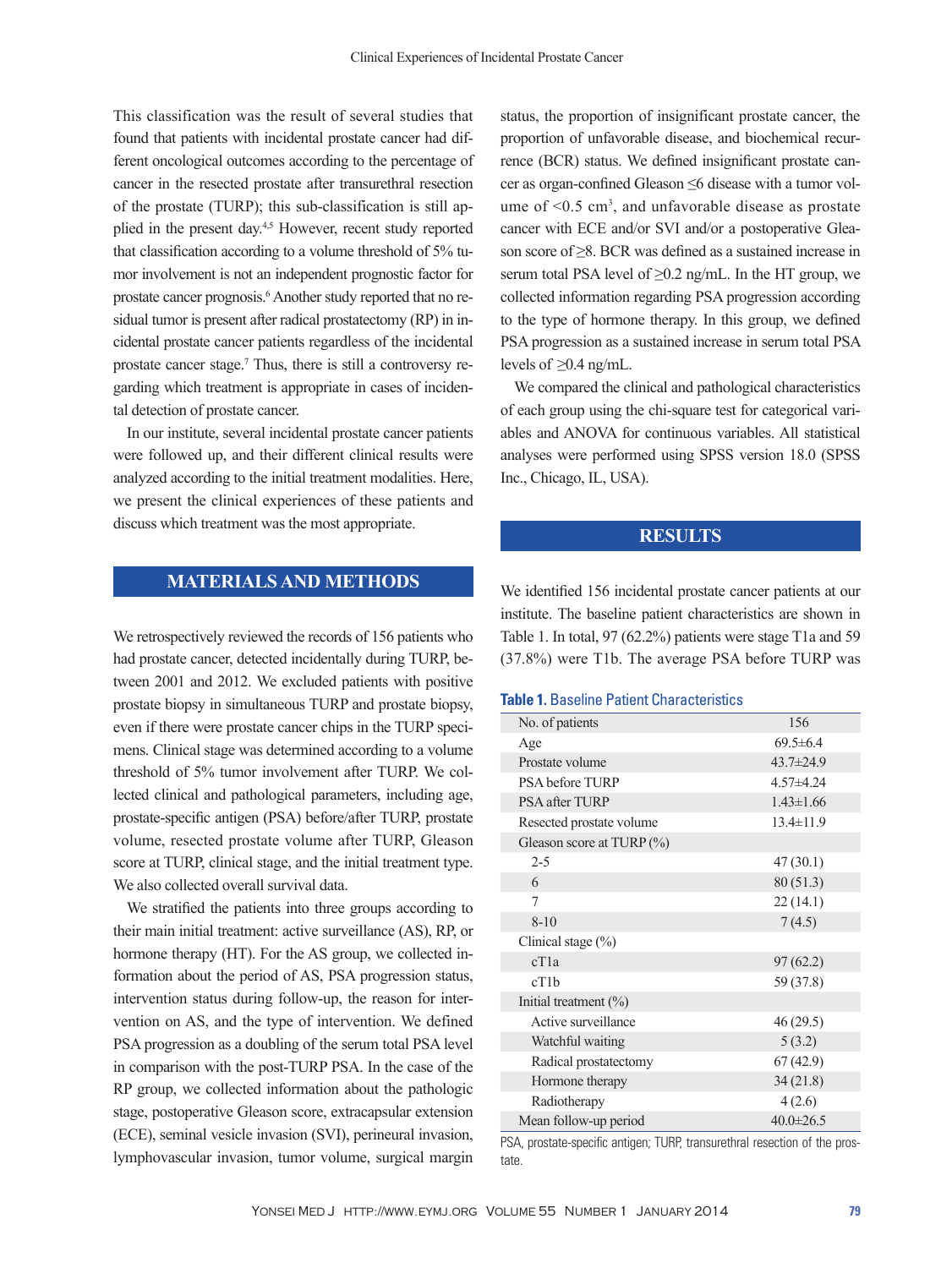This classification was the result of several studies that found that patients with incidental prostate cancer had different oncological outcomes according to the percentage of cancer in the resected prostate after transurethral resection of the prostate (TURP); this sub-classification is still applied in the present day.[4,5] However, recent study reported that classification according to a volume threshold of 5% tumor involvement is not an independent prognostic factor for prostate cancer prognosis.[6] Another study reported that no residual tumor is present after radical prostatectomy (RP) in incidental prostate cancer patients regardless of the incidental prostate cancer stage.[7] Thus, there is still a controversy regarding which treatment is appropriate in cases of incidental detection of prostate cancer.

In our institute, several incidental prostate cancer patients were followed up, and their different clinical results were analyzed according to the initial treatment modalities. Here, we present the clinical experiences of these patients and discuss which treatment was the most appropriate.

## MATERIALS AND METHODS

We retrospectively reviewed the records of 156 patients who had prostate cancer, detected incidentally during TURP, between 2001 and 2012. We excluded patients with positive prostate biopsy in simultaneous TURP and prostate biopsy, even if there were prostate cancer chips in the TURP specimens. Clinical stage was determined according to a volume threshold of 5% tumor involvement after TURP. We collected clinical and pathological parameters, including age, prostate-specific antigen (PSA) before/after TURP, prostate volume, resected prostate volume after TURP, Gleason score at TURP, clinical stage, and the initial treatment type. We also collected overall survival data.

We stratified the patients into three groups according to their main initial treatment: active surveillance (AS), RP, or hormone therapy (HT). For the AS group, we collected information about the period of AS, PSA progression status, intervention status during follow-up, the reason for intervention on AS, and the type of intervention. We defined PSA progression as a doubling of the serum total PSA level in comparison with the post-TURP PSA. In the case of the RP group, we collected information about the pathologic stage, postoperative Gleason score, extracapsular extension (ECE), seminal vesicle invasion (SVI), perineural invasion, lymphovascular invasion, tumor volume, surgical margin status, the proportion of insignificant prostate cancer, the proportion of unfavorable disease, and biochemical recurrence (BCR) status. We defined insignificant prostate cancer as organ-confined Gleason ≤6 disease with a tumor volume of <0.5 $cm^3$, and unfavorable disease as prostate cancer with ECE and/or SVI and/or a postoperative Gleason score of ≥8. BCR was defined as a sustained increase in serum total PSA level of ≥0.2 ng/mL. In the HT group, we collected information regarding PSA progression according to the type of hormone therapy. In this group, we defined PSA progression as a sustained increase in serum total PSA levels of ≥0.4 ng/mL.

We compared the clinical and pathological characteristics of each group using the chi-square test for categorical variables and ANOVA for continuous variables. All statistical analyses were performed using SPSS version 18.0 (SPSS Inc., Chicago, IL, USA).

## RESULTS

We identified 156 incidental prostate cancer patients at our institute. The baseline patient characteristics are shown in Table 1. In total, 97 (62.2%) patients were stage T1a and 59 (37.8%) were T1b. The average PSA before TURP was

**Table 1.** Baseline Patient Characteristics

| | |
|---|---|
| No. of patients | 156 |
| Age | 69.5±6.4 |
| Prostate volume | 43.7±24.9 |
| PSA before TURP | 4.57±4.24 |
| PSA after TURP | 1.43±1.66 |
| Resected prostate volume | 13.4±11.9 |
| Gleason score at TURP (%) | |
| 2-5 | 47 (30.1) |
| 6 | 80 (51.3) |
| 7 | 22 (14.1) |
| 8-10 | 7 (4.5) |
| Clinical stage (%) | |
| cT1a | 97 (62.2) |
| cT1b | 59 (37.8) |
| Initial treatment (%) | |
| Active surveillance | 46 (29.5) |
| Watchful waiting | 5 (3.2) |
| Radical prostatectomy | 67 (42.9) |
| Hormone therapy | 34 (21.8) |
| Radiotherapy | 4 (2.6) |
| Mean follow-up period | 40.0±26.5 |

PSA, prostate-specific antigen; TURP, transurethral resection of the prostate.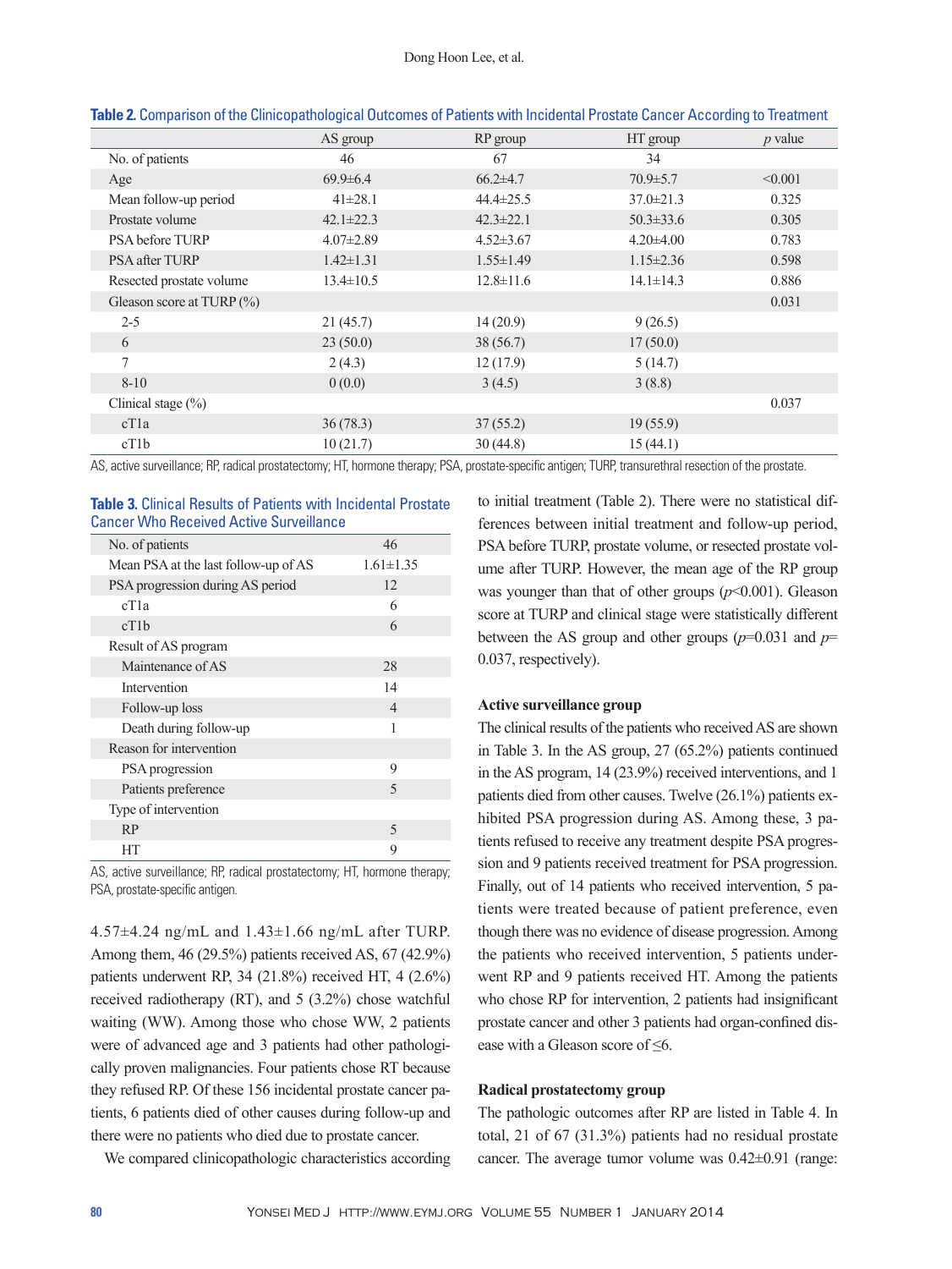**Table 2.** Comparison of the Clinicopathological Outcomes of Patients with Incidental Prostate Cancer According to Treatment

| | AS group | RP group | HT group | *p* value |
|---|---|---|---|---|
| No. of patients | 46 | 67 | 34 | |
| Age | 69.9±6.4 | 66.2±4.7 | 70.9±5.7 | <0.001 |
| Mean follow-up period | 41±28.1 | 44.4±25.5 | 37.0±21.3 | 0.325 |
| Prostate volume | 42.1±22.3 | 42.3±22.1 | 50.3±33.6 | 0.305 |
| PSA before TURP | 4.07±2.89 | 4.52±3.67 | 4.20±4.00 | 0.783 |
| PSA after TURP | 1.42±1.31 | 1.55±1.49 | 1.15±2.36 | 0.598 |
| Resected prostate volume | 13.4±10.5 | 12.8±11.6 | 14.1±14.3 | 0.886 |
| Gleason score at TURP (%) | | | | 0.031 |
| 2-5 | 21 (45.7) | 14 (20.9) | 9 (26.5) | |
| 6 | 23 (50.0) | 38 (56.7) | 17 (50.0) | |
| 7 | 2 (4.3) | 12 (17.9) | 5 (14.7) | |
| 8-10 | 0 (0.0) | 3 (4.5) | 3 (8.8) | |
| Clinical stage (%) | | | | 0.037 |
| cT1a | 36 (78.3) | 37 (55.2) | 19 (55.9) | |
| cT1b | 10 (21.7) | 30 (44.8) | 15 (44.1) | |

AS, active surveillance; RP, radical prostatectomy; HT, hormone therapy; PSA, prostate-specific antigen; TURP, transurethral resection of the prostate.

**Table 3.** Clinical Results of Patients with Incidental Prostate Cancer Who Received Active Surveillance

| | |
|---|---|
| No. of patients | 46 |
| Mean PSA at the last follow-up of AS | 1.61±1.35 |
| PSA progression during AS period | 12 |
| cT1a | 6 |
| cT1b | 6 |
| Result of AS program | |
| Maintenance of AS | 28 |
| Intervention | 14 |
| Follow-up loss | 4 |
| Death during follow-up | 1 |
| Reason for intervention | |
| PSA progression | 9 |
| Patients preference | 5 |
| Type of intervention | |
| RP | 5 |
| HT | 9 |

AS, active surveillance; RP, radical prostatectomy; HT, hormone therapy; PSA, prostate-specific antigen.

4.57±4.24 ng/mL and 1.43±1.66 ng/mL after TURP. Among them, 46 (29.5%) patients received AS, 67 (42.9%) patients underwent RP, 34 (21.8%) received HT, 4 (2.6%) received radiotherapy (RT), and 5 (3.2%) chose watchful waiting (WW). Among those who chose WW, 2 patients were of advanced age and 3 patients had other pathologically proven malignancies. Four patients chose RT because they refused RP. Of these 156 incidental prostate cancer patients, 6 patients died of other causes during follow-up and there were no patients who died due to prostate cancer.

We compared clinicopathologic characteristics according to initial treatment (Table 2). There were no statistical differences between initial treatment and follow-up period, PSA before TURP, prostate volume, or resected prostate volume after TURP. However, the mean age of the RP group was younger than that of other groups ($p$<0.001). Gleason score at TURP and clinical stage were statistically different between the AS group and other groups ($p$=0.031 and $p$=0.037, respectively).

### Active surveillance group

The clinical results of the patients who received AS are shown in Table 3. In the AS group, 27 (65.2%) patients continued in the AS program, 14 (23.9%) received interventions, and 1 patients died from other causes. Twelve (26.1%) patients exhibited PSA progression during AS. Among these, 3 patients refused to receive any treatment despite PSA progression and 9 patients received treatment for PSA progression. Finally, out of 14 patients who received intervention, 5 patients were treated because of patient preference, even though there was no evidence of disease progression. Among the patients who received intervention, 5 patients underwent RP and 9 patients received HT. Among the patients who chose RP for intervention, 2 patients had insignificant prostate cancer and other 3 patients had organ-confined disease with a Gleason score of ≤6.

### Radical prostatectomy group

The pathologic outcomes after RP are listed in Table 4. In total, 21 of 67 (31.3%) patients had no residual prostate cancer. The average tumor volume was 0.42±0.91 (range: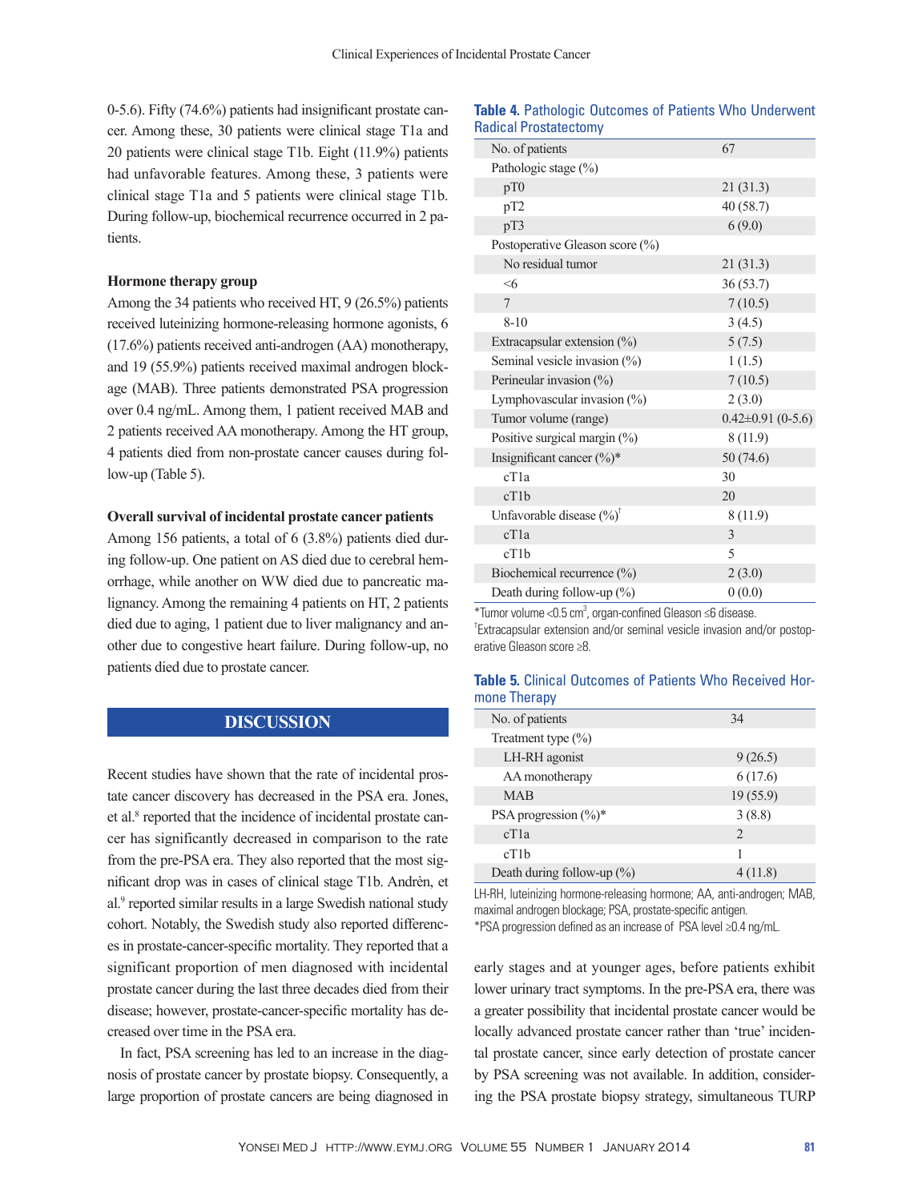0-5.6). Fifty (74.6%) patients had insignificant prostate cancer. Among these, 30 patients were clinical stage T1a and 20 patients were clinical stage T1b. Eight (11.9%) patients had unfavorable features. Among these, 3 patients were clinical stage T1a and 5 patients were clinical stage T1b. During follow-up, biochemical recurrence occurred in 2 patients.

### Hormone therapy group

Among the 34 patients who received HT, 9 (26.5%) patients received luteinizing hormone-releasing hormone agonists, 6 (17.6%) patients received anti-androgen (AA) monotherapy, and 19 (55.9%) patients received maximal androgen blockage (MAB). Three patients demonstrated PSA progression over 0.4 ng/mL. Among them, 1 patient received MAB and 2 patients received AA monotherapy. Among the HT group, 4 patients died from non-prostate cancer causes during follow-up (Table 5).

### Overall survival of incidental prostate cancer patients

Among 156 patients, a total of 6 (3.8%) patients died during follow-up. One patient on AS died due to cerebral hemorrhage, while another on WW died due to pancreatic malignancy. Among the remaining 4 patients on HT, 2 patients died due to aging, 1 patient due to liver malignancy and another due to congestive heart failure. During follow-up, no patients died due to prostate cancer.

**Table 4.** Pathologic Outcomes of Patients Who Underwent Radical Prostatectomy

| | |
|---|---|
| No. of patients | 67 |
| Pathologic stage (%) | |
| pT0 | 21 (31.3) |
| pT2 | 40 (58.7) |
| pT3 | 6 (9.0) |
| Postoperative Gleason score (%) | |
| No residual tumor | 21 (31.3) |
| <6 | 36 (53.7) |
| 7 | 7 (10.5) |
| 8-10 | 3 (4.5) |
| Extracapsular extension (%) | 5 (7.5) |
| Seminal vesicle invasion (%) | 1 (1.5) |
| Perineular invasion (%) | 7 (10.5) |
| Lymphovascular invasion (%) | 2 (3.0) |
| Tumor volume (range) | 0.42±0.91 (0-5.6) |
| Positive surgical margin (%) | 8 (11.9) |
| Insignificant cancer (%)* | 50 (74.6) |
| cT1a | 30 |
| cT1b | 20 |
| Unfavorable disease (%)† | 8 (11.9) |
| cT1a | 3 |
| cT1b | 5 |
| Biochemical recurrence (%) | 2 (3.0) |
| Death during follow-up (%) | 0 (0.0) |

*Tumor volume <0.5 $cm^3$, organ-confined Gleason ≤6 disease.
†Extracapsular extension and/or seminal vesicle invasion and/or postoperative Gleason score ≥8.

**Table 5.** Clinical Outcomes of Patients Who Received Hormone Therapy

| | |
|---|---|
| No. of patients | 34 |
| Treatment type (%) | |
| LH-RH agonist | 9 (26.5) |
| AA monotherapy | 6 (17.6) |
| MAB | 19 (55.9) |
| PSA progression (%)* | 3 (8.8) |
| cT1a | 2 |
| cT1b | 1 |
| Death during follow-up (%) | 4 (11.8) |

LH-RH, luteinizing hormone-releasing hormone; AA, anti-androgen; MAB, maximal androgen blockage; PSA, prostate-specific antigen.
*PSA progression defined as an increase of PSA level ≥0.4 ng/mL.

## DISCUSSION

Recent studies have shown that the rate of incidental prostate cancer discovery has decreased in the PSA era. Jones, et al.[8] reported that the incidence of incidental prostate cancer has significantly decreased in comparison to the rate from the pre-PSA era. They also reported that the most significant drop was in cases of clinical stage T1b. Andrèn, et al.[9] reported similar results in a large Swedish national study cohort. Notably, the Swedish study also reported differences in prostate-cancer-specific mortality. They reported that a significant proportion of men diagnosed with incidental prostate cancer during the last three decades died from their disease; however, prostate-cancer-specific mortality has decreased over time in the PSA era.

In fact, PSA screening has led to an increase in the diagnosis of prostate cancer by prostate biopsy. Consequently, a large proportion of prostate cancers are being diagnosed in early stages and at younger ages, before patients exhibit lower urinary tract symptoms. In the pre-PSA era, there was a greater possibility that incidental prostate cancer would be locally advanced prostate cancer rather than 'true' incidental prostate cancer, since early detection of prostate cancer by PSA screening was not available. In addition, considering the PSA prostate biopsy strategy, simultaneous TURP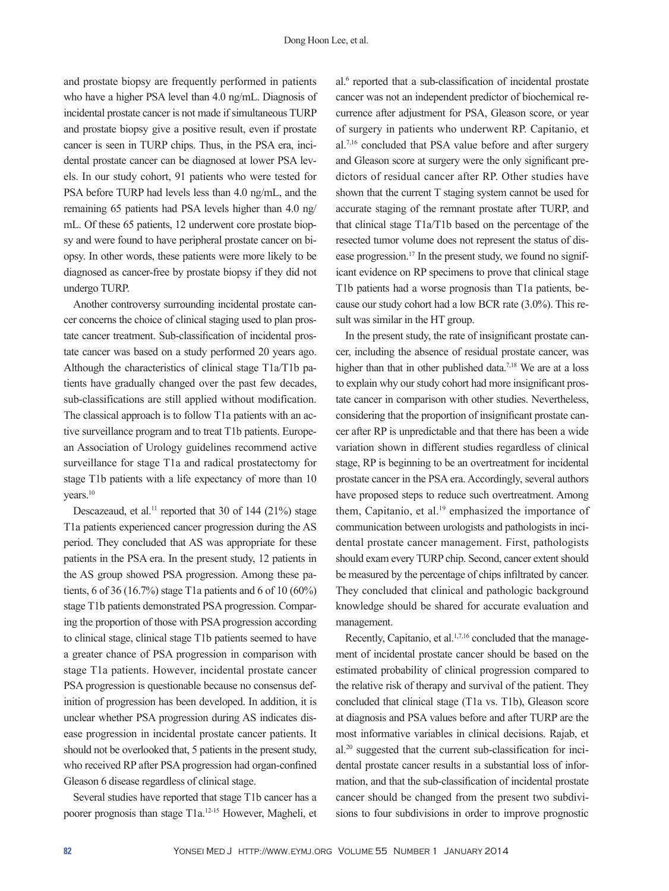and prostate biopsy are frequently performed in patients who have a higher PSA level than 4.0 ng/mL. Diagnosis of incidental prostate cancer is not made if simultaneous TURP and prostate biopsy give a positive result, even if prostate cancer is seen in TURP chips. Thus, in the PSA era, incidental prostate cancer can be diagnosed at lower PSA levels. In our study cohort, 91 patients who were tested for PSA before TURP had levels less than 4.0 ng/mL, and the remaining 65 patients had PSA levels higher than 4.0 ng/mL. Of these 65 patients, 12 underwent core prostate biopsy and were found to have peripheral prostate cancer on biopsy. In other words, these patients were more likely to be diagnosed as cancer-free by prostate biopsy if they did not undergo TURP.

Another controversy surrounding incidental prostate cancer concerns the choice of clinical staging used to plan prostate cancer treatment. Sub-classification of incidental prostate cancer was based on a study performed 20 years ago. Although the characteristics of clinical stage T1a/T1b patients have gradually changed over the past few decades, sub-classifications are still applied without modification. The classical approach is to follow T1a patients with an active surveillance program and to treat T1b patients. European Association of Urology guidelines recommend active surveillance for stage T1a and radical prostatectomy for stage T1b patients with a life expectancy of more than 10 years.[10]

Descazeaud, et al.[11] reported that 30 of 144 (21%) stage T1a patients experienced cancer progression during the AS period. They concluded that AS was appropriate for these patients in the PSA era. In the present study, 12 patients in the AS group showed PSA progression. Among these patients, 6 of 36 (16.7%) stage T1a patients and 6 of 10 (60%) stage T1b patients demonstrated PSA progression. Comparing the proportion of those with PSA progression according to clinical stage, clinical stage T1b patients seemed to have a greater chance of PSA progression in comparison with stage T1a patients. However, incidental prostate cancer PSA progression is questionable because no consensus definition of progression has been developed. In addition, it is unclear whether PSA progression during AS indicates disease progression in incidental prostate cancer patients. It should not be overlooked that, 5 patients in the present study, who received RP after PSA progression had organ-confined Gleason 6 disease regardless of clinical stage.

Several studies have reported that stage T1b cancer has a poorer prognosis than stage T1a.[12-15] However, Magheli, et al.[6] reported that a sub-classification of incidental prostate cancer was not an independent predictor of biochemical recurrence after adjustment for PSA, Gleason score, or year of surgery in patients who underwent RP. Capitanio, et al.[7,16] concluded that PSA value before and after surgery and Gleason score at surgery were the only significant predictors of residual cancer after RP. Other studies have shown that the current T staging system cannot be used for accurate staging of the remnant prostate after TURP, and that clinical stage T1a/T1b based on the percentage of the resected tumor volume does not represent the status of disease progression.[17] In the present study, we found no significant evidence on RP specimens to prove that clinical stage T1b patients had a worse prognosis than T1a patients, because our study cohort had a low BCR rate (3.0%). This result was similar in the HT group.

In the present study, the rate of insignificant prostate cancer, including the absence of residual prostate cancer, was higher than that in other published data.[7,18] We are at a loss to explain why our study cohort had more insignificant prostate cancer in comparison with other studies. Nevertheless, considering that the proportion of insignificant prostate cancer after RP is unpredictable and that there has been a wide variation shown in different studies regardless of clinical stage, RP is beginning to be an overtreatment for incidental prostate cancer in the PSA era. Accordingly, several authors have proposed steps to reduce such overtreatment. Among them, Capitanio, et al.[19] emphasized the importance of communication between urologists and pathologists in incidental prostate cancer management. First, pathologists should exam every TURP chip. Second, cancer extent should be measured by the percentage of chips infiltrated by cancer. They concluded that clinical and pathologic background knowledge should be shared for accurate evaluation and management.

Recently, Capitanio, et al.[1,7,16] concluded that the management of incidental prostate cancer should be based on the estimated probability of clinical progression compared to the relative risk of therapy and survival of the patient. They concluded that clinical stage (T1a vs. T1b), Gleason score at diagnosis and PSA values before and after TURP are the most informative variables in clinical decisions. Rajab, et al.[20] suggested that the current sub-classification for incidental prostate cancer results in a substantial loss of information, and that the sub-classification of incidental prostate cancer should be changed from the present two subdivisions to four subdivisions in order to improve prognostic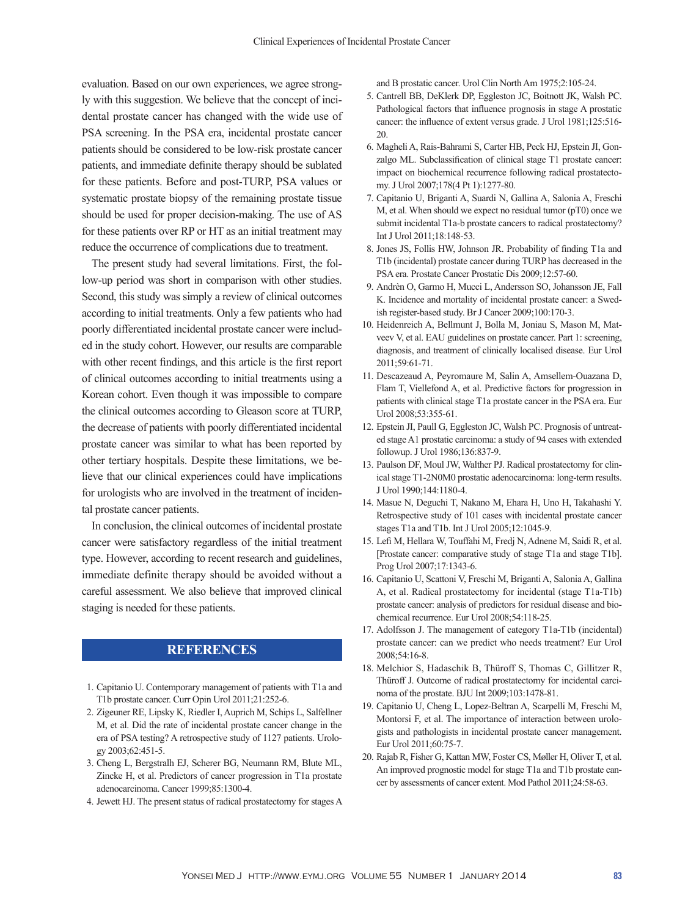evaluation. Based on our own experiences, we agree strongly with this suggestion. We believe that the concept of incidental prostate cancer has changed with the wide use of PSA screening. In the PSA era, incidental prostate cancer patients should be considered to be low-risk prostate cancer patients, and immediate definite therapy should be sublated for these patients. Before and post-TURP, PSA values or systematic prostate biopsy of the remaining prostate tissue should be used for proper decision-making. The use of AS for these patients over RP or HT as an initial treatment may reduce the occurrence of complications due to treatment.

The present study had several limitations. First, the follow-up period was short in comparison with other studies. Second, this study was simply a review of clinical outcomes according to initial treatments. Only a few patients who had poorly differentiated incidental prostate cancer were included in the study cohort. However, our results are comparable with other recent findings, and this article is the first report of clinical outcomes according to initial treatments using a Korean cohort. Even though it was impossible to compare the clinical outcomes according to Gleason score at TURP, the decrease of patients with poorly differentiated incidental prostate cancer was similar to what has been reported by other tertiary hospitals. Despite these limitations, we believe that our clinical experiences could have implications for urologists who are involved in the treatment of incidental prostate cancer patients.

In conclusion, the clinical outcomes of incidental prostate cancer were satisfactory regardless of the initial treatment type. However, according to recent research and guidelines, immediate definite therapy should be avoided without a careful assessment. We also believe that improved clinical staging is needed for these patients.

## REFERENCES

1. Capitanio U. Contemporary management of patients with T1a and T1b prostate cancer. Curr Opin Urol 2011;21:252-6.
2. Zigeuner RE, Lipsky K, Riedler I, Auprich M, Schips L, Salfellner M, et al. Did the rate of incidental prostate cancer change in the era of PSA testing? A retrospective study of 1127 patients. Urology 2003;62:451-5.
3. Cheng L, Bergstralh EJ, Scherer BG, Neumann RM, Blute ML, Zincke H, et al. Predictors of cancer progression in T1a prostate adenocarcinoma. Cancer 1999;85:1300-4.
4. Jewett HJ. The present status of radical prostatectomy for stages A and B prostatic cancer. Urol Clin North Am 1975;2:105-24.
5. Cantrell BB, DeKlerk DP, Eggleston JC, Boitnott JK, Walsh PC. Pathological factors that influence prognosis in stage A prostatic cancer: the influence of extent versus grade. J Urol 1981;125:516-20.
6. Magheli A, Rais-Bahrami S, Carter HB, Peck HJ, Epstein JI, Gonzalgo ML. Subclassification of clinical stage T1 prostate cancer: impact on biochemical recurrence following radical prostatectomy. J Urol 2007;178(4 Pt 1):1277-80.
7. Capitanio U, Briganti A, Suardi N, Gallina A, Salonia A, Freschi M, et al. When should we expect no residual tumor (pT0) once we submit incidental T1a-b prostate cancers to radical prostatectomy? Int J Urol 2011;18:148-53.
8. Jones JS, Follis HW, Johnson JR. Probability of finding T1a and T1b (incidental) prostate cancer during TURP has decreased in the PSA era. Prostate Cancer Prostatic Dis 2009;12:57-60.
9. Andrèn O, Garmo H, Mucci L, Andersson SO, Johansson JE, Fall K. Incidence and mortality of incidental prostate cancer: a Swedish register-based study. Br J Cancer 2009;100:170-3.
10. Heidenreich A, Bellmunt J, Bolla M, Joniau S, Mason M, Matveev V, et al. EAU guidelines on prostate cancer. Part 1: screening, diagnosis, and treatment of clinically localised disease. Eur Urol 2011;59:61-71.
11. Descazeaud A, Peyromaure M, Salin A, Amsellem-Ouazana D, Flam T, Viellefond A, et al. Predictive factors for progression in patients with clinical stage T1a prostate cancer in the PSA era. Eur Urol 2008;53:355-61.
12. Epstein JI, Paull G, Eggleston JC, Walsh PC. Prognosis of untreated stage A1 prostatic carcinoma: a study of 94 cases with extended followup. J Urol 1986;136:837-9.
13. Paulson DF, Moul JW, Walther PJ. Radical prostatectomy for clinical stage T1-2N0M0 prostatic adenocarcinoma: long-term results. J Urol 1990;144:1180-4.
14. Masue N, Deguchi T, Nakano M, Ehara H, Uno H, Takahashi Y. Retrospective study of 101 cases with incidental prostate cancer stages T1a and T1b. Int J Urol 2005;12:1045-9.
15. Lefi M, Hellara W, Touffahi M, Fredj N, Adnene M, Saidi R, et al. [Prostate cancer: comparative study of stage T1a and stage T1b]. Prog Urol 2007;17:1343-6.
16. Capitanio U, Scattoni V, Freschi M, Briganti A, Salonia A, Gallina A, et al. Radical prostatectomy for incidental (stage T1a-T1b) prostate cancer: analysis of predictors for residual disease and biochemical recurrence. Eur Urol 2008;54:118-25.
17. Adolfsson J. The management of category T1a-T1b (incidental) prostate cancer: can we predict who needs treatment? Eur Urol 2008;54:16-8.
18. Melchior S, Hadaschik B, Thüroff S, Thomas C, Gillitzer R, Thüroff J. Outcome of radical prostatectomy for incidental carcinoma of the prostate. BJU Int 2009;103:1478-81.
19. Capitanio U, Cheng L, Lopez-Beltran A, Scarpelli M, Freschi M, Montorsi F, et al. The importance of interaction between urologists and pathologists in incidental prostate cancer management. Eur Urol 2011;60:75-7.
20. Rajab R, Fisher G, Kattan MW, Foster CS, Møller H, Oliver T, et al. An improved prognostic model for stage T1a and T1b prostate cancer by assessments of cancer extent. Mod Pathol 2011;24:58-63.